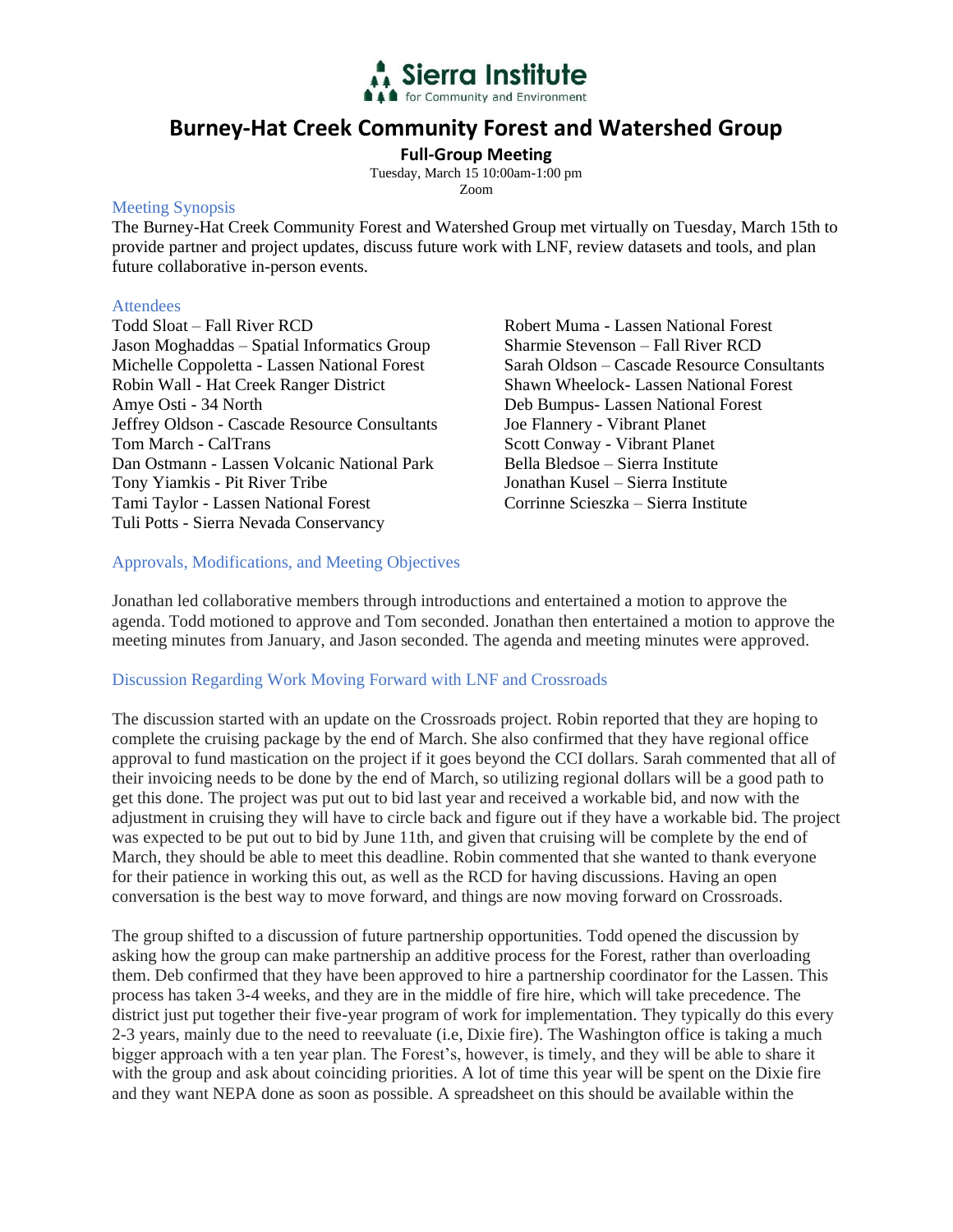Sierra Institute for Community and Environment

# Burney-Hat Creek Community Forest and Watershed Group

**Full-Group Meeting**

Tuesday, March 15 10:00am-1:00 pm

Zoom

## Meeting Synopsis

The Burney-Hat Creek Community Forest and Watershed Group met virtually on Tuesday, March 15th to provide partner and project updates, discuss future work with LNF, review datasets and tools, and plan future collaborative in-person events.

## Attendees

Todd Sloat – Fall River RCD
Jason Moghaddas – Spatial Informatics Group
Michelle Coppoletta - Lassen National Forest
Robin Wall - Hat Creek Ranger District
Amye Osti - 34 North
Jeffrey Oldson - Cascade Resource Consultants
Tom March - CalTrans
Dan Ostmann - Lassen Volcanic National Park
Tony Yiamkis - Pit River Tribe
Tami Taylor - Lassen National Forest
Tuli Potts - Sierra Nevada Conservancy
Robert Muma - Lassen National Forest
Sharmie Stevenson – Fall River RCD
Sarah Oldson – Cascade Resource Consultants
Shawn Wheelock- Lassen National Forest
Deb Bumpus- Lassen National Forest
Joe Flannery - Vibrant Planet
Scott Conway - Vibrant Planet
Bella Bledsoe – Sierra Institute
Jonathan Kusel – Sierra Institute
Corrinne Scieszka – Sierra Institute

## Approvals, Modifications, and Meeting Objectives

Jonathan led collaborative members through introductions and entertained a motion to approve the agenda. Todd motioned to approve and Tom seconded. Jonathan then entertained a motion to approve the meeting minutes from January, and Jason seconded. The agenda and meeting minutes were approved.

## Discussion Regarding Work Moving Forward with LNF and Crossroads

The discussion started with an update on the Crossroads project. Robin reported that they are hoping to complete the cruising package by the end of March. She also confirmed that they have regional office approval to fund mastication on the project if it goes beyond the CCI dollars. Sarah commented that all of their invoicing needs to be done by the end of March, so utilizing regional dollars will be a good path to get this done. The project was put out to bid last year and received a workable bid, and now with the adjustment in cruising they will have to circle back and figure out if they have a workable bid. The project was expected to be put out to bid by June 11th, and given that cruising will be complete by the end of March, they should be able to meet this deadline. Robin commented that she wanted to thank everyone for their patience in working this out, as well as the RCD for having discussions. Having an open conversation is the best way to move forward, and things are now moving forward on Crossroads.

The group shifted to a discussion of future partnership opportunities. Todd opened the discussion by asking how the group can make partnership an additive process for the Forest, rather than overloading them. Deb confirmed that they have been approved to hire a partnership coordinator for the Lassen. This process has taken 3-4 weeks, and they are in the middle of fire hire, which will take precedence. The district just put together their five-year program of work for implementation. They typically do this every 2-3 years, mainly due to the need to reevaluate (i.e, Dixie fire). The Washington office is taking a much bigger approach with a ten year plan. The Forest's, however, is timely, and they will be able to share it with the group and ask about coinciding priorities. A lot of time this year will be spent on the Dixie fire and they want NEPA done as soon as possible. A spreadsheet on this should be available within the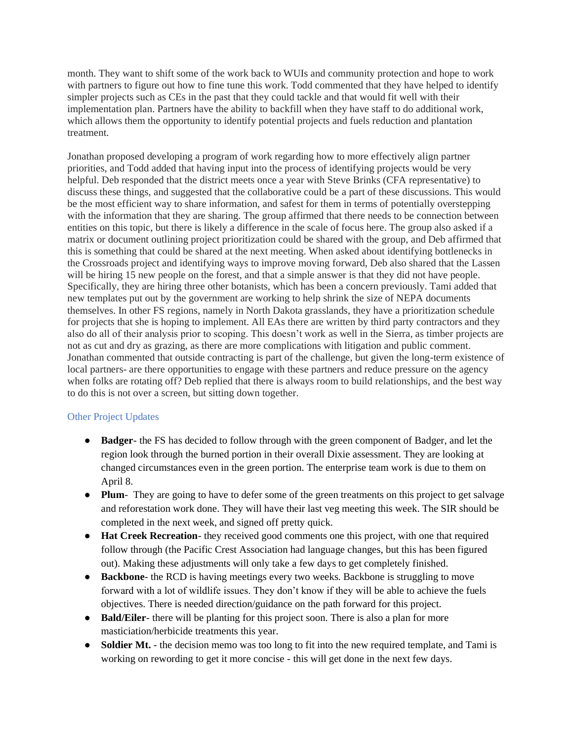month. They want to shift some of the work back to WUIs and community protection and hope to work with partners to figure out how to fine tune this work. Todd commented that they have helped to identify simpler projects such as CEs in the past that they could tackle and that would fit well with their implementation plan. Partners have the ability to backfill when they have staff to do additional work, which allows them the opportunity to identify potential projects and fuels reduction and plantation treatment.

Jonathan proposed developing a program of work regarding how to more effectively align partner priorities, and Todd added that having input into the process of identifying projects would be very helpful. Deb responded that the district meets once a year with Steve Brinks (CFA representative) to discuss these things, and suggested that the collaborative could be a part of these discussions. This would be the most efficient way to share information, and safest for them in terms of potentially overstepping with the information that they are sharing. The group affirmed that there needs to be connection between entities on this topic, but there is likely a difference in the scale of focus here. The group also asked if a matrix or document outlining project prioritization could be shared with the group, and Deb affirmed that this is something that could be shared at the next meeting. When asked about identifying bottlenecks in the Crossroads project and identifying ways to improve moving forward, Deb also shared that the Lassen will be hiring 15 new people on the forest, and that a simple answer is that they did not have people. Specifically, they are hiring three other botanists, which has been a concern previously. Tami added that new templates put out by the government are working to help shrink the size of NEPA documents themselves. In other FS regions, namely in North Dakota grasslands, they have a prioritization schedule for projects that she is hoping to implement. All EAs there are written by third party contractors and they also do all of their analysis prior to scoping. This doesn't work as well in the Sierra, as timber projects are not as cut and dry as grazing, as there are more complications with litigation and public comment. Jonathan commented that outside contracting is part of the challenge, but given the long-term existence of local partners- are there opportunities to engage with these partners and reduce pressure on the agency when folks are rotating off? Deb replied that there is always room to build relationships, and the best way to do this is not over a screen, but sitting down together.

## Other Project Updates

- **Badger**- the FS has decided to follow through with the green component of Badger, and let the region look through the burned portion in their overall Dixie assessment. They are looking at changed circumstances even in the green portion. The enterprise team work is due to them on April 8.
- **Plum**- They are going to have to defer some of the green treatments on this project to get salvage and reforestation work done. They will have their last veg meeting this week. The SIR should be completed in the next week, and signed off pretty quick.
- **Hat Creek Recreation**- they received good comments one this project, with one that required follow through (the Pacific Crest Association had language changes, but this has been figured out). Making these adjustments will only take a few days to get completely finished.
- **Backbone**- the RCD is having meetings every two weeks. Backbone is struggling to move forward with a lot of wildlife issues. They don't know if they will be able to achieve the fuels objectives. There is needed direction/guidance on the path forward for this project.
- **Bald/Eiler**- there will be planting for this project soon. There is also a plan for more masticiation/herbicide treatments this year.
- **Soldier Mt.** - the decision memo was too long to fit into the new required template, and Tami is working on rewording to get it more concise - this will get done in the next few days.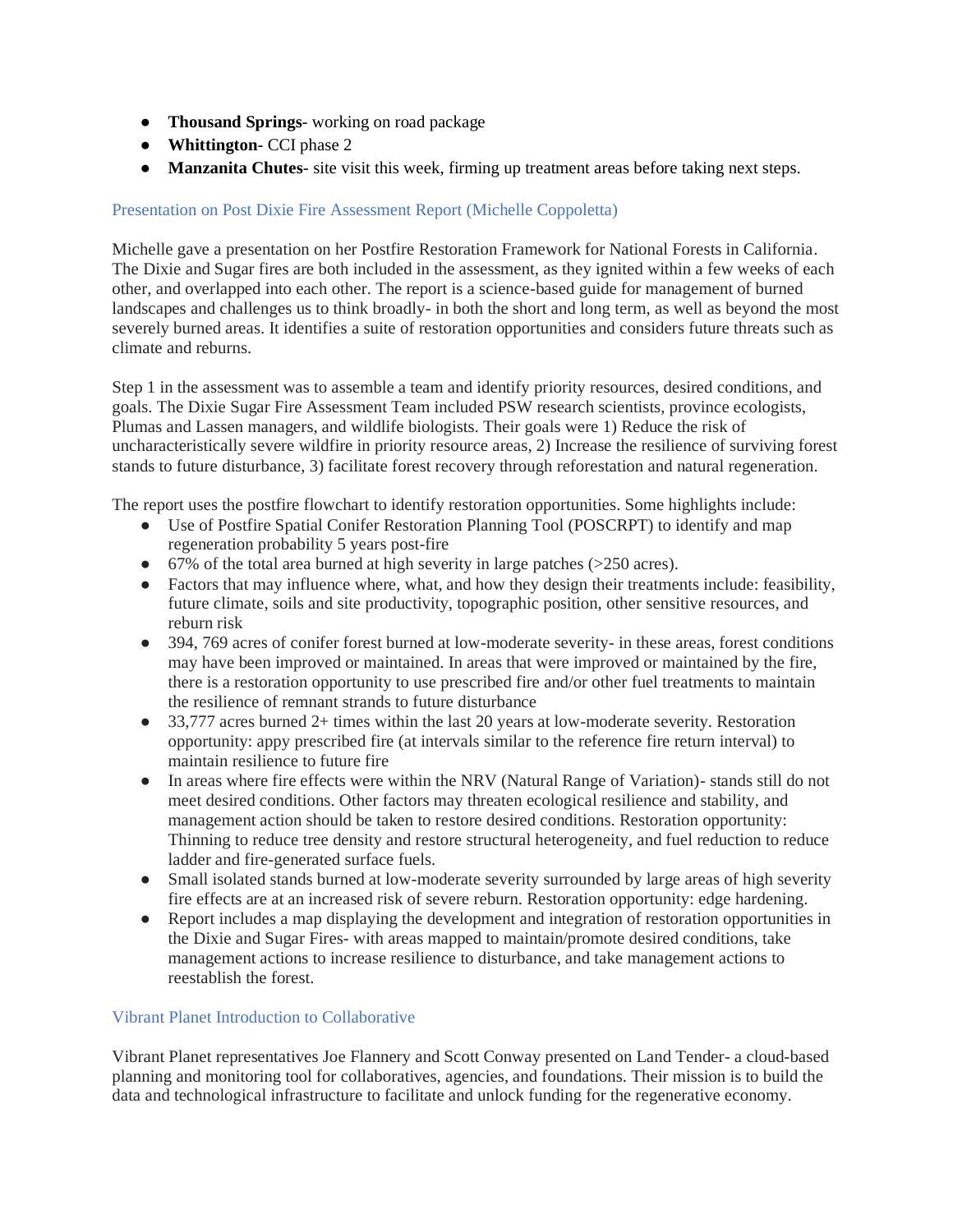- **Thousand Springs**- working on road package
- **Whittington**- CCI phase 2
- **Manzanita Chutes**- site visit this week, firming up treatment areas before taking next steps.

### Presentation on Post Dixie Fire Assessment Report (Michelle Coppoletta)

Michelle gave a presentation on her Postfire Restoration Framework for National Forests in California. The Dixie and Sugar fires are both included in the assessment, as they ignited within a few weeks of each other, and overlapped into each other. The report is a science-based guide for management of burned landscapes and challenges us to think broadly- in both the short and long term, as well as beyond the most severely burned areas. It identifies a suite of restoration opportunities and considers future threats such as climate and reburns.

Step 1 in the assessment was to assemble a team and identify priority resources, desired conditions, and goals. The Dixie Sugar Fire Assessment Team included PSW research scientists, province ecologists, Plumas and Lassen managers, and wildlife biologists. Their goals were 1) Reduce the risk of uncharacteristically severe wildfire in priority resource areas, 2) Increase the resilience of surviving forest stands to future disturbance, 3) facilitate forest recovery through reforestation and natural regeneration.

The report uses the postfire flowchart to identify restoration opportunities. Some highlights include:

- Use of Postfire Spatial Conifer Restoration Planning Tool (POSCRPT) to identify and map regeneration probability 5 years post-fire
- 67% of the total area burned at high severity in large patches (>250 acres).
- Factors that may influence where, what, and how they design their treatments include: feasibility, future climate, soils and site productivity, topographic position, other sensitive resources, and reburn risk
- 394, 769 acres of conifer forest burned at low-moderate severity- in these areas, forest conditions may have been improved or maintained. In areas that were improved or maintained by the fire, there is a restoration opportunity to use prescribed fire and/or other fuel treatments to maintain the resilience of remnant strands to future disturbance
- 33,777 acres burned 2+ times within the last 20 years at low-moderate severity. Restoration opportunity: appy prescribed fire (at intervals similar to the reference fire return interval) to maintain resilience to future fire
- In areas where fire effects were within the NRV (Natural Range of Variation)- stands still do not meet desired conditions. Other factors may threaten ecological resilience and stability, and management action should be taken to restore desired conditions. Restoration opportunity: Thinning to reduce tree density and restore structural heterogeneity, and fuel reduction to reduce ladder and fire-generated surface fuels.
- Small isolated stands burned at low-moderate severity surrounded by large areas of high severity fire effects are at an increased risk of severe reburn. Restoration opportunity: edge hardening.
- Report includes a map displaying the development and integration of restoration opportunities in the Dixie and Sugar Fires- with areas mapped to maintain/promote desired conditions, take management actions to increase resilience to disturbance, and take management actions to reestablish the forest.

### Vibrant Planet Introduction to Collaborative

Vibrant Planet representatives Joe Flannery and Scott Conway presented on Land Tender- a cloud-based planning and monitoring tool for collaboratives, agencies, and foundations. Their mission is to build the data and technological infrastructure to facilitate and unlock funding for the regenerative economy.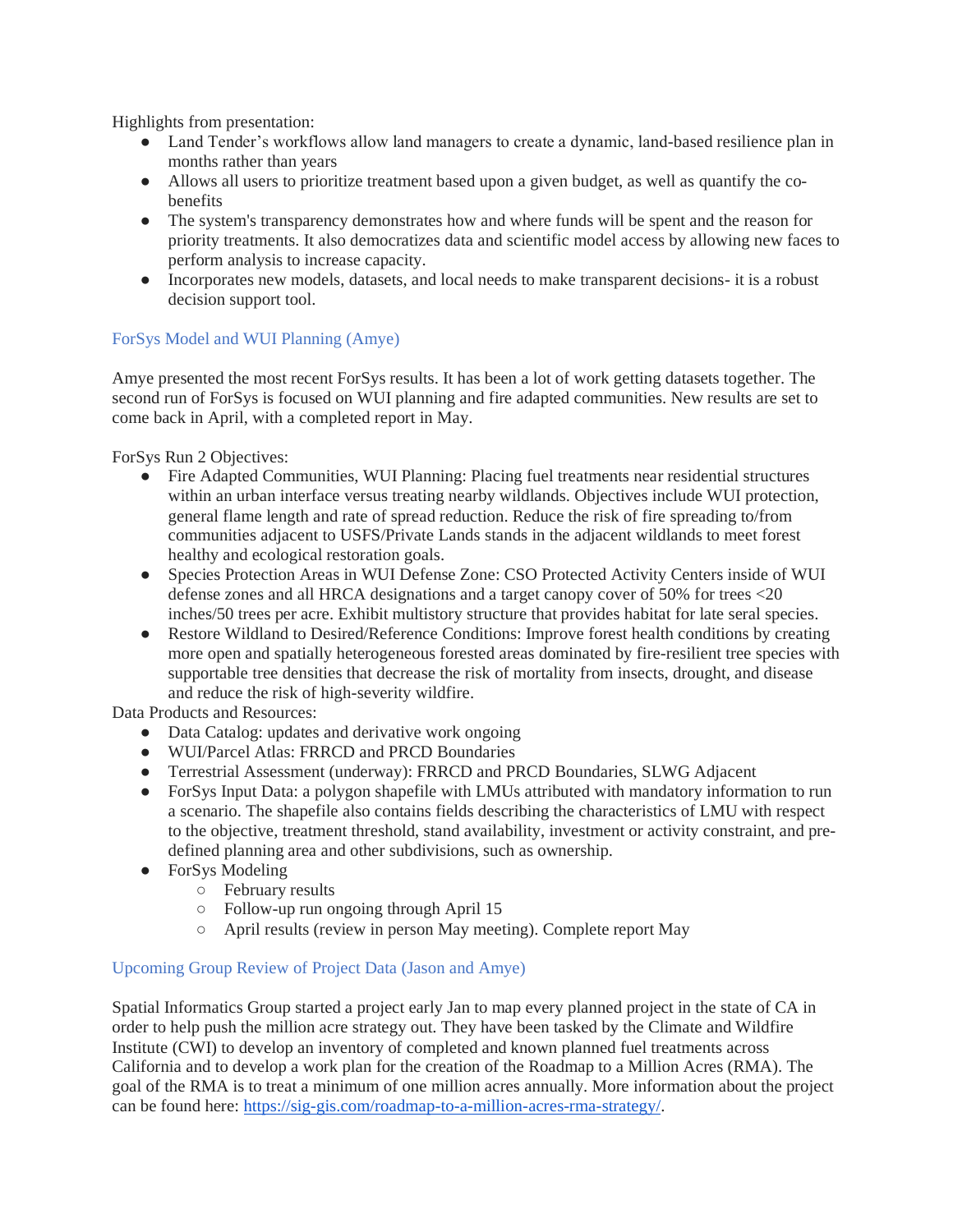Highlights from presentation:

- Land Tender's workflows allow land managers to create a dynamic, land-based resilience plan in months rather than years
- Allows all users to prioritize treatment based upon a given budget, as well as quantify the co-benefits
- The system's transparency demonstrates how and where funds will be spent and the reason for priority treatments. It also democratizes data and scientific model access by allowing new faces to perform analysis to increase capacity.
- Incorporates new models, datasets, and local needs to make transparent decisions- it is a robust decision support tool.

## ForSys Model and WUI Planning (Amye)

Amye presented the most recent ForSys results. It has been a lot of work getting datasets together. The second run of ForSys is focused on WUI planning and fire adapted communities. New results are set to come back in April, with a completed report in May.

ForSys Run 2 Objectives:

- Fire Adapted Communities, WUI Planning: Placing fuel treatments near residential structures within an urban interface versus treating nearby wildlands. Objectives include WUI protection, general flame length and rate of spread reduction. Reduce the risk of fire spreading to/from communities adjacent to USFS/Private Lands stands in the adjacent wildlands to meet forest healthy and ecological restoration goals.
- Species Protection Areas in WUI Defense Zone: CSO Protected Activity Centers inside of WUI defense zones and all HRCA designations and a target canopy cover of 50% for trees <20 inches/50 trees per acre. Exhibit multistory structure that provides habitat for late seral species.
- Restore Wildland to Desired/Reference Conditions: Improve forest health conditions by creating more open and spatially heterogeneous forested areas dominated by fire-resilient tree species with supportable tree densities that decrease the risk of mortality from insects, drought, and disease and reduce the risk of high-severity wildfire.

Data Products and Resources:

- Data Catalog: updates and derivative work ongoing
- WUI/Parcel Atlas: FRRCD and PRCD Boundaries
- Terrestrial Assessment (underway): FRRCD and PRCD Boundaries, SLWG Adjacent
- ForSys Input Data: a polygon shapefile with LMUs attributed with mandatory information to run a scenario. The shapefile also contains fields describing the characteristics of LMU with respect to the objective, treatment threshold, stand availability, investment or activity constraint, and pre-defined planning area and other subdivisions, such as ownership.
- ForSys Modeling
  - February results
  - Follow-up run ongoing through April 15
  - April results (review in person May meeting). Complete report May

## Upcoming Group Review of Project Data (Jason and Amye)

Spatial Informatics Group started a project early Jan to map every planned project in the state of CA in order to help push the million acre strategy out. They have been tasked by the Climate and Wildfire Institute (CWI) to develop an inventory of completed and known planned fuel treatments across California and to develop a work plan for the creation of the Roadmap to a Million Acres (RMA). The goal of the RMA is to treat a minimum of one million acres annually. More information about the project can be found here: [https://sig-gis.com/roadmap-to-a-million-acres-rma-strategy/](https://sig-gis.com/roadmap-to-a-million-acres-rma-strategy/).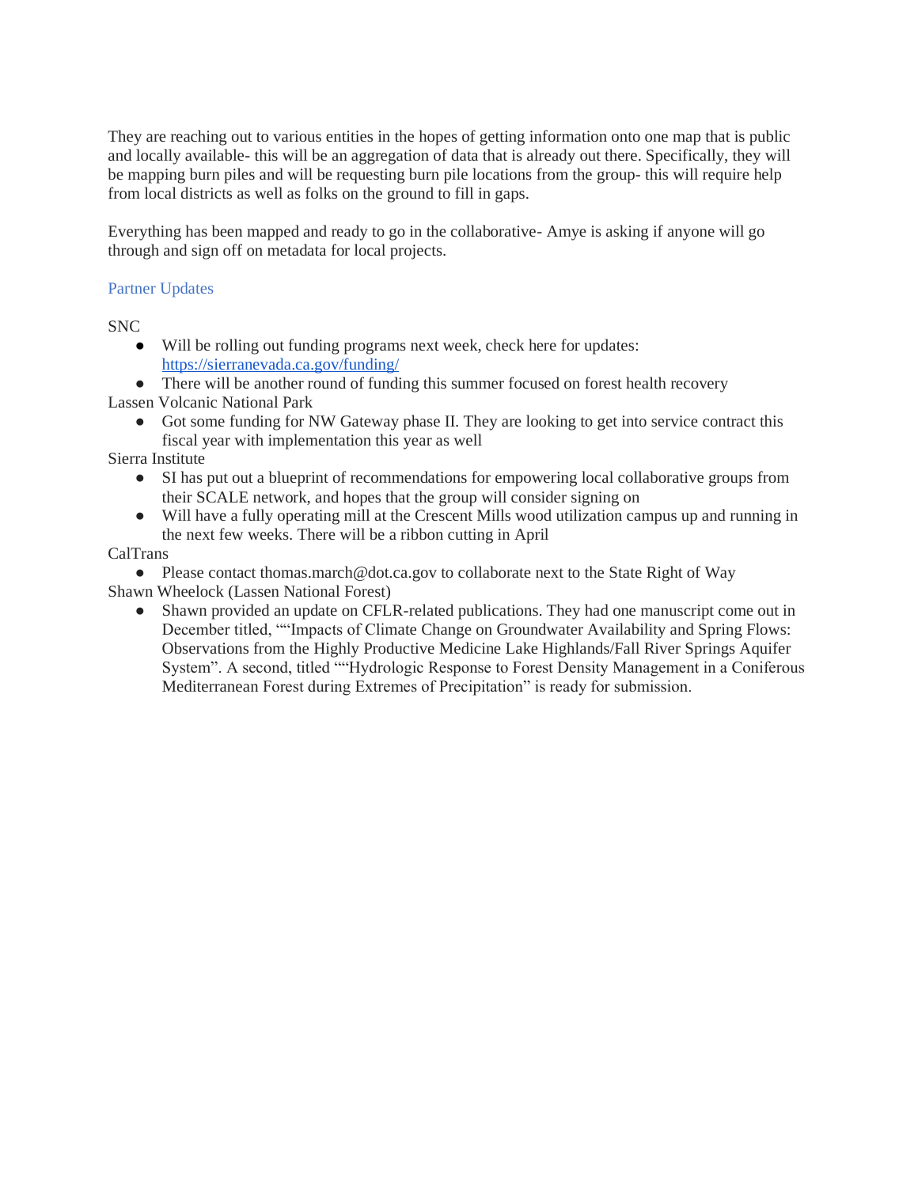They are reaching out to various entities in the hopes of getting information onto one map that is public and locally available- this will be an aggregation of data that is already out there. Specifically, they will be mapping burn piles and will be requesting burn pile locations from the group- this will require help from local districts as well as folks on the ground to fill in gaps.

Everything has been mapped and ready to go in the collaborative- Amye is asking if anyone will go through and sign off on metadata for local projects.

## Partner Updates

SNC

- Will be rolling out funding programs next week, check here for updates: [https://sierranevada.ca.gov/funding/](https://sierranevada.ca.gov/funding/)
- There will be another round of funding this summer focused on forest health recovery

Lassen Volcanic National Park

- Got some funding for NW Gateway phase II. They are looking to get into service contract this fiscal year with implementation this year as well

Sierra Institute

- SI has put out a blueprint of recommendations for empowering local collaborative groups from their SCALE network, and hopes that the group will consider signing on
- Will have a fully operating mill at the Crescent Mills wood utilization campus up and running in the next few weeks. There will be a ribbon cutting in April

CalTrans

- Please contact thomas.march@dot.ca.gov to collaborate next to the State Right of Way

Shawn Wheelock (Lassen National Forest)

- Shawn provided an update on CFLR-related publications. They had one manuscript come out in December titled, ""Impacts of Climate Change on Groundwater Availability and Spring Flows: Observations from the Highly Productive Medicine Lake Highlands/Fall River Springs Aquifer System". A second, titled ""Hydrologic Response to Forest Density Management in a Coniferous Mediterranean Forest during Extremes of Precipitation" is ready for submission.